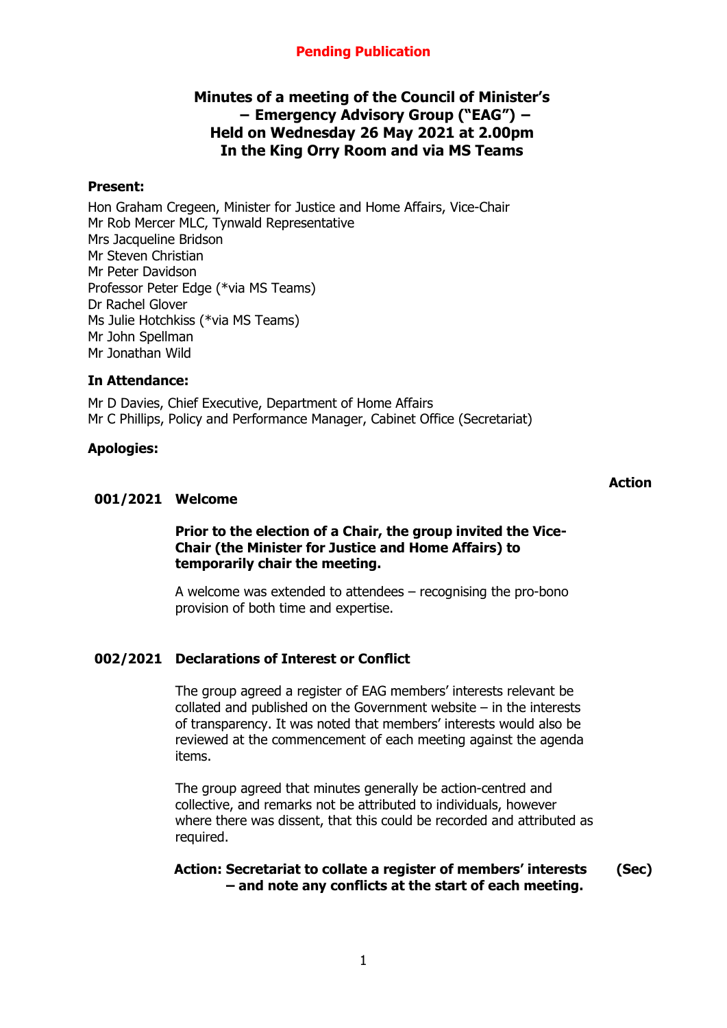**Pending Publication**

# Minutes of a meeting of the Council of Minister's – Emergency Advisory Group ("EAG") – Held on Wednesday 26 May 2021 at 2.00pm In the King Orry Room and via MS Teams

**Present:**

Hon Graham Cregeen, Minister for Justice and Home Affairs, Vice-Chair
Mr Rob Mercer MLC, Tynwald Representative
Mrs Jacqueline Bridson
Mr Steven Christian
Mr Peter Davidson
Professor Peter Edge (*via MS Teams)
Dr Rachel Glover
Ms Julie Hotchkiss (*via MS Teams)
Mr John Spellman
Mr Jonathan Wild

**In Attendance:**

Mr D Davies, Chief Executive, Department of Home Affairs
Mr C Phillips, Policy and Performance Manager, Cabinet Office (Secretariat)

**Apologies:**

**Action**

## 001/2021 Welcome

**Prior to the election of a Chair, the group invited the Vice-Chair (the Minister for Justice and Home Affairs) to temporarily chair the meeting.**

A welcome was extended to attendees – recognising the pro-bono provision of both time and expertise.

## 002/2021 Declarations of Interest or Conflict

The group agreed a register of EAG members' interests relevant be collated and published on the Government website – in the interests of transparency. It was noted that members' interests would also be reviewed at the commencement of each meeting against the agenda items.

The group agreed that minutes generally be action-centred and collective, and remarks not be attributed to individuals, however where there was dissent, that this could be recorded and attributed as required.

**Action: Secretariat to collate a register of members' interests – and note any conflicts at the start of each meeting.** **(Sec)**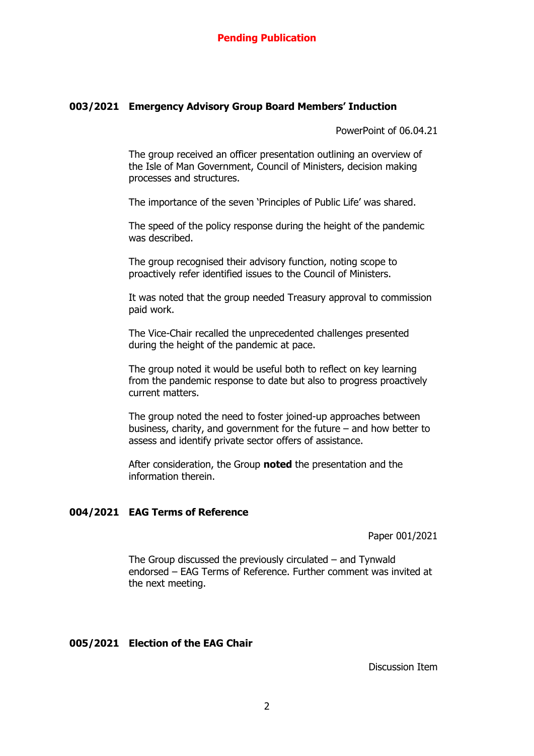**Pending Publication**

### 003/2021 Emergency Advisory Group Board Members' Induction

PowerPoint of 06.04.21

The group received an officer presentation outlining an overview of the Isle of Man Government, Council of Ministers, decision making processes and structures.

The importance of the seven 'Principles of Public Life' was shared.

The speed of the policy response during the height of the pandemic was described.

The group recognised their advisory function, noting scope to proactively refer identified issues to the Council of Ministers.

It was noted that the group needed Treasury approval to commission paid work.

The Vice-Chair recalled the unprecedented challenges presented during the height of the pandemic at pace.

The group noted it would be useful both to reflect on key learning from the pandemic response to date but also to progress proactively current matters.

The group noted the need to foster joined-up approaches between business, charity, and government for the future – and how better to assess and identify private sector offers of assistance.

After consideration, the Group **noted** the presentation and the information therein.

### 004/2021 EAG Terms of Reference

Paper 001/2021

The Group discussed the previously circulated – and Tynwald endorsed – EAG Terms of Reference. Further comment was invited at the next meeting.

### 005/2021 Election of the EAG Chair

Discussion Item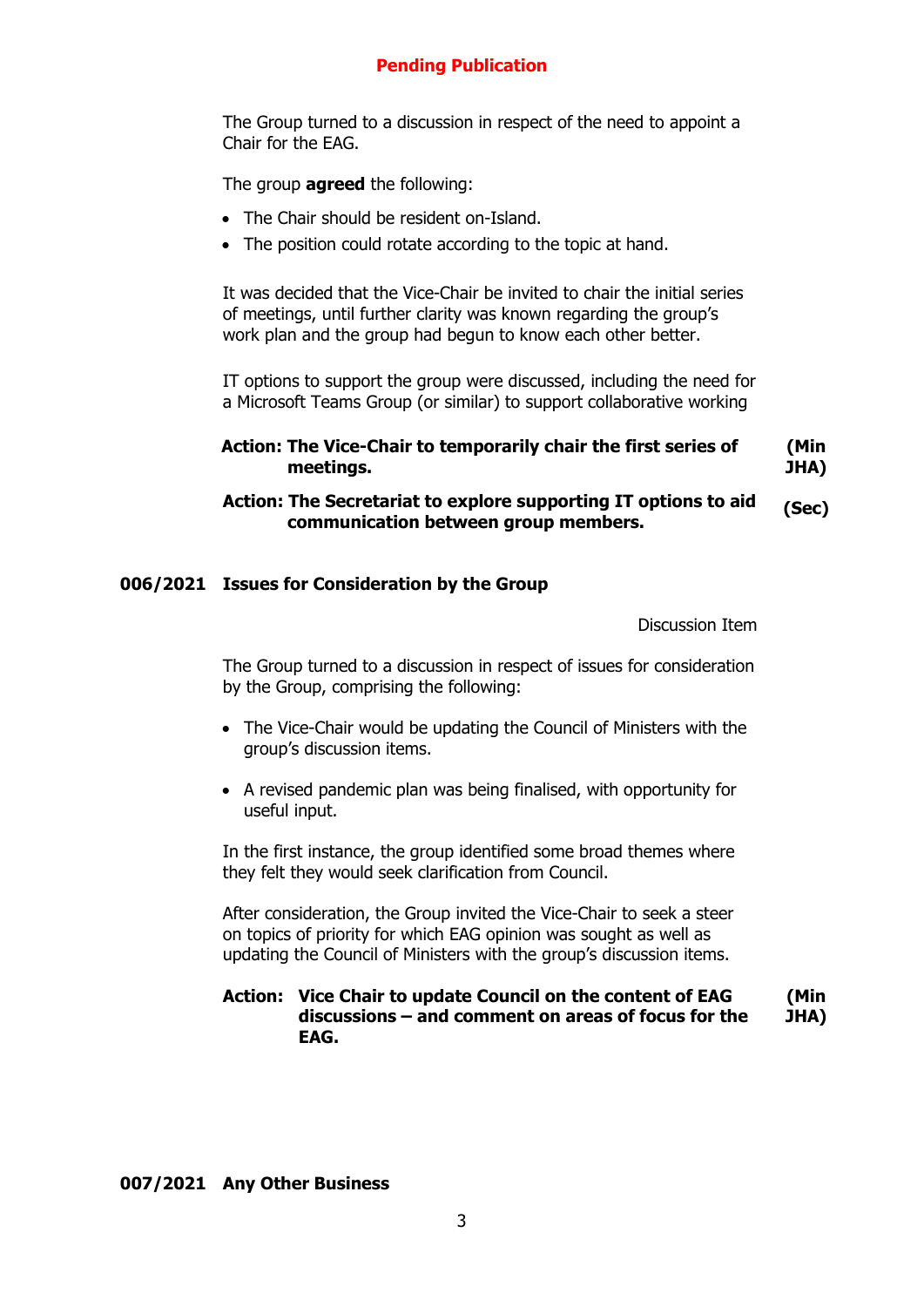**Pending Publication**

The Group turned to a discussion in respect of the need to appoint a Chair for the EAG.

The group **agreed** the following:

- The Chair should be resident on-Island.
- The position could rotate according to the topic at hand.

It was decided that the Vice-Chair be invited to chair the initial series of meetings, until further clarity was known regarding the group's work plan and the group had begun to know each other better.

IT options to support the group were discussed, including the need for a Microsoft Teams Group (or similar) to support collaborative working

**Action: The Vice-Chair to temporarily chair the first series of meetings. (Min JHA)**

**Action: The Secretariat to explore supporting IT options to aid communication between group members. (Sec)**

## 006/2021 Issues for Consideration by the Group

Discussion Item

The Group turned to a discussion in respect of issues for consideration by the Group, comprising the following:

- The Vice-Chair would be updating the Council of Ministers with the group's discussion items.
- A revised pandemic plan was being finalised, with opportunity for useful input.

In the first instance, the group identified some broad themes where they felt they would seek clarification from Council.

After consideration, the Group invited the Vice-Chair to seek a steer on topics of priority for which EAG opinion was sought as well as updating the Council of Ministers with the group's discussion items.

**Action: Vice Chair to update Council on the content of EAG discussions – and comment on areas of focus for the EAG. (Min JHA)**

## 007/2021 Any Other Business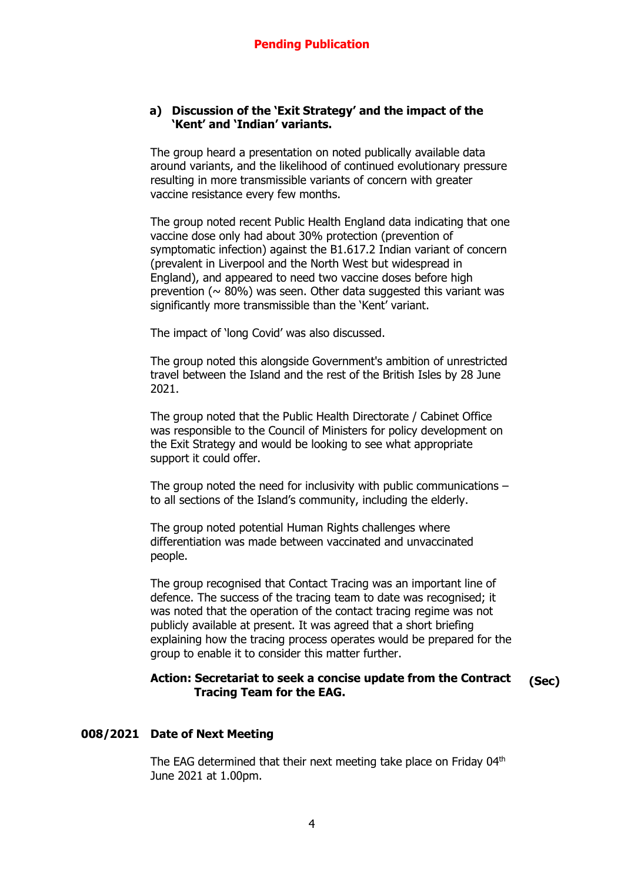**Pending Publication**

**a) Discussion of the 'Exit Strategy' and the impact of the 'Kent' and 'Indian' variants.**

The group heard a presentation on noted publically available data around variants, and the likelihood of continued evolutionary pressure resulting in more transmissible variants of concern with greater vaccine resistance every few months.

The group noted recent Public Health England data indicating that one vaccine dose only had about 30% protection (prevention of symptomatic infection) against the B1.617.2 Indian variant of concern (prevalent in Liverpool and the North West but widespread in England), and appeared to need two vaccine doses before high prevention (~ 80%) was seen. Other data suggested this variant was significantly more transmissible than the 'Kent' variant.

The impact of 'long Covid' was also discussed.

The group noted this alongside Government's ambition of unrestricted travel between the Island and the rest of the British Isles by 28 June 2021.

The group noted that the Public Health Directorate / Cabinet Office was responsible to the Council of Ministers for policy development on the Exit Strategy and would be looking to see what appropriate support it could offer.

The group noted the need for inclusivity with public communications – to all sections of the Island's community, including the elderly.

The group noted potential Human Rights challenges where differentiation was made between vaccinated and unvaccinated people.

The group recognised that Contact Tracing was an important line of defence. The success of the tracing team to date was recognised; it was noted that the operation of the contact tracing regime was not publicly available at present. It was agreed that a short briefing explaining how the tracing process operates would be prepared for the group to enable it to consider this matter further.

**Action: Secretariat to seek a concise update from the Contract Tracing Team for the EAG.** **(Sec)**

## 008/2021 Date of Next Meeting

The EAG determined that their next meeting take place on Friday 04th June 2021 at 1.00pm.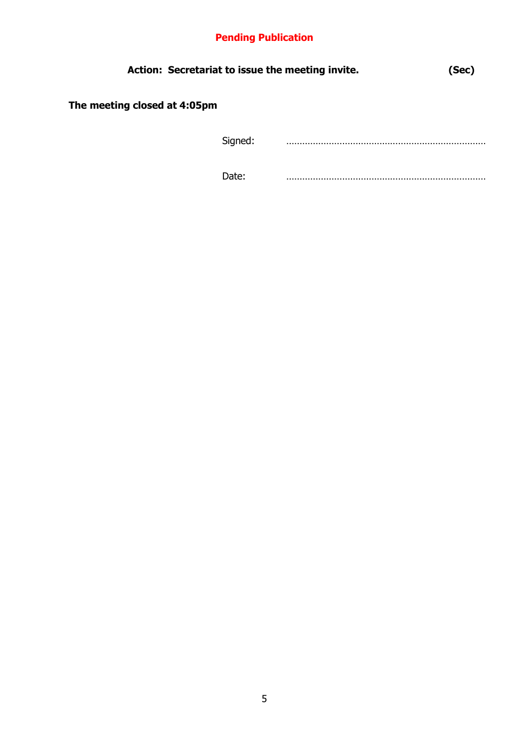**Pending Publication**

**Action: Secretariat to issue the meeting invite. (Sec)**

**The meeting closed at 4:05pm**

Signed: ………………………………………………………………

Date: ………………………………………………………………